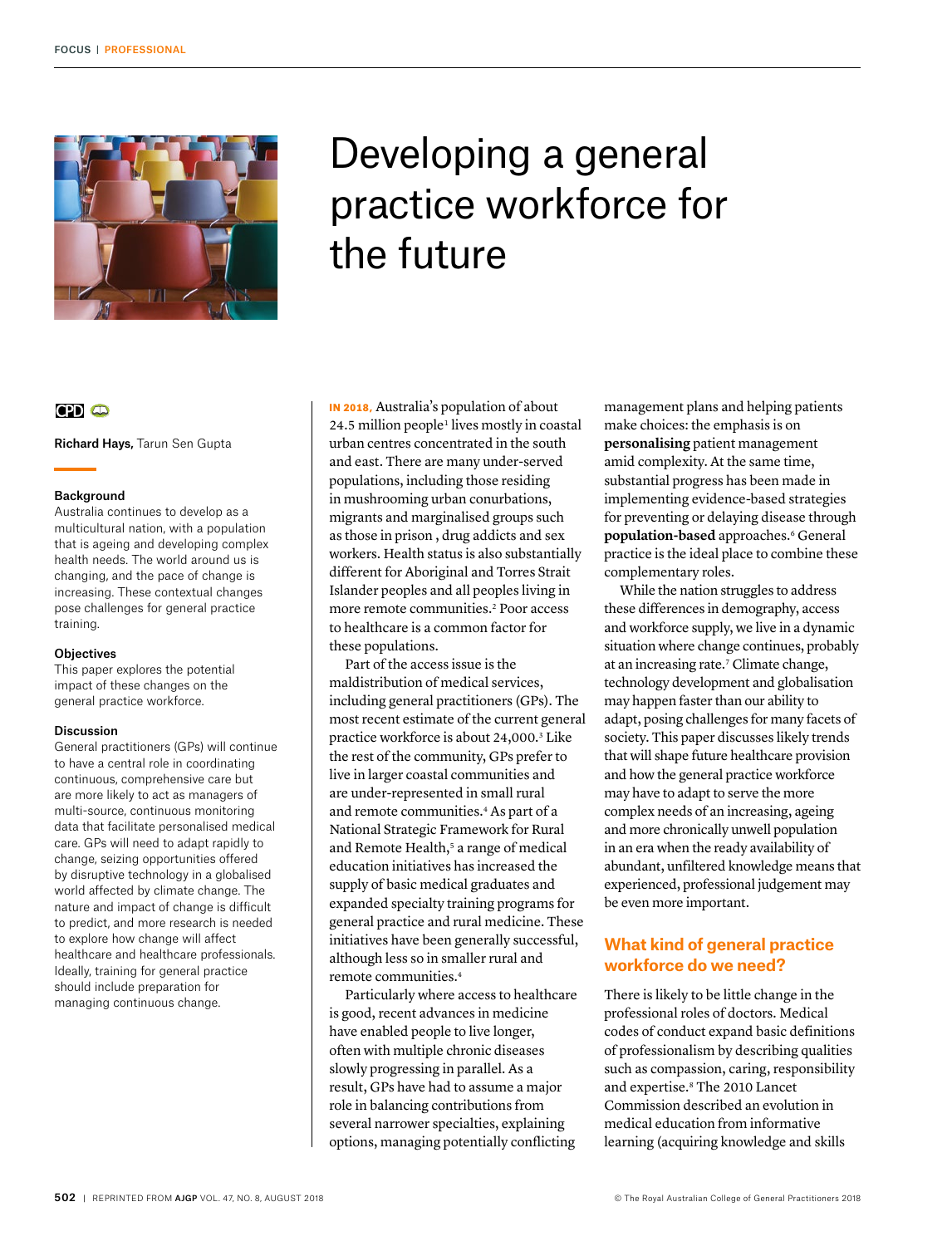# Developing a general practice workforce for the future

Richard Hays, Tarun Sen Gupta

### Background

Australia continues to develop as a multicultural nation, with a population that is ageing and developing complex health needs. The world around us is changing, and the pace of change is increasing. These contextual changes pose challenges for general practice training.

### Objectives

This paper explores the potential impact of these changes on the general practice workforce.

### Discussion

General practitioners (GPs) will continue to have a central role in coordinating continuous, comprehensive care but are more likely to act as managers of multi-source, continuous monitoring data that facilitate personalised medical care. GPs will need to adapt rapidly to change, seizing opportunities offered by disruptive technology in a globalised world affected by climate change. The nature and impact of change is difficult to predict, and more research is needed to explore how change will affect healthcare and healthcare professionals. Ideally, training for general practice should include preparation for managing continuous change.

**IN 2018,** Australia's population of about 24.5 million people[1] lives mostly in coastal urban centres concentrated in the south and east. There are many under-served populations, including those residing in mushrooming urban conurbations, migrants and marginalised groups such as those in prison , drug addicts and sex workers. Health status is also substantially different for Aboriginal and Torres Strait Islander peoples and all peoples living in more remote communities.[2] Poor access to healthcare is a common factor for these populations.

Part of the access issue is the maldistribution of medical services, including general practitioners (GPs). The most recent estimate of the current general practice workforce is about 24,000.[3] Like the rest of the community, GPs prefer to live in larger coastal communities and are under-represented in small rural and remote communities.[4] As part of a National Strategic Framework for Rural and Remote Health,[5] a range of medical education initiatives has increased the supply of basic medical graduates and expanded specialty training programs for general practice and rural medicine. These initiatives have been generally successful, although less so in smaller rural and remote communities.[4]

Particularly where access to healthcare is good, recent advances in medicine have enabled people to live longer, often with multiple chronic diseases slowly progressing in parallel. As a result, GPs have had to assume a major role in balancing contributions from several narrower specialties, explaining options, managing potentially conflicting management plans and helping patients make choices: the emphasis is on **personalising** patient management amid complexity. At the same time, substantial progress has been made in implementing evidence-based strategies for preventing or delaying disease through **population-based** approaches.[6] General practice is the ideal place to combine these complementary roles.

While the nation struggles to address these differences in demography, access and workforce supply, we live in a dynamic situation where change continues, probably at an increasing rate.[7] Climate change, technology development and globalisation may happen faster than our ability to adapt, posing challenges for many facets of society. This paper discusses likely trends that will shape future healthcare provision and how the general practice workforce may have to adapt to serve the more complex needs of an increasing, ageing and more chronically unwell population in an era when the ready availability of abundant, unfiltered knowledge means that experienced, professional judgement may be even more important.

## What kind of general practice workforce do we need?

There is likely to be little change in the professional roles of doctors. Medical codes of conduct expand basic definitions of professionalism by describing qualities such as compassion, caring, responsibility and expertise.[8] The 2010 Lancet Commission described an evolution in medical education from informative learning (acquiring knowledge and skills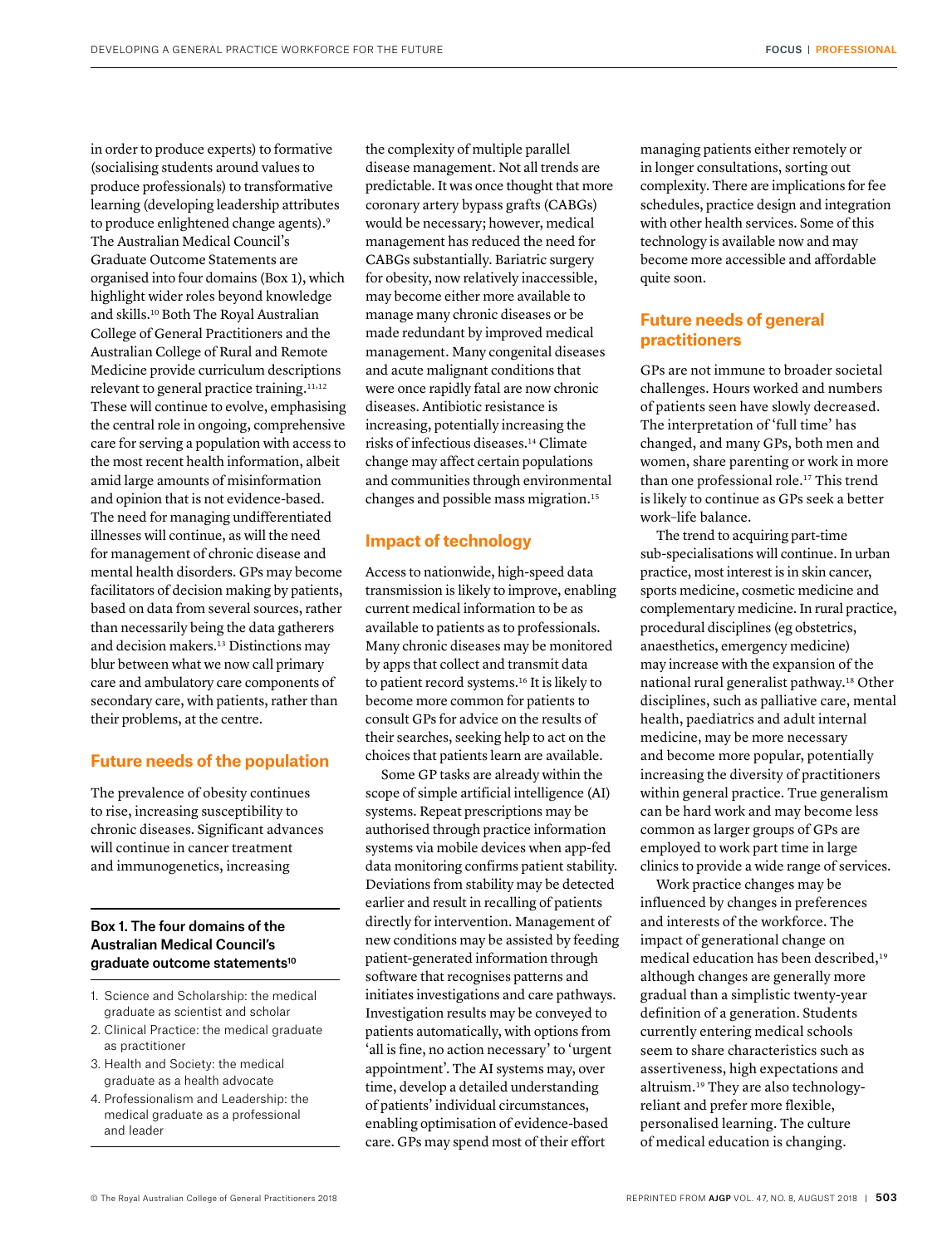in order to produce experts) to formative (socialising students around values to produce professionals) to transformative learning (developing leadership attributes to produce enlightened change agents).[9] The Australian Medical Council's Graduate Outcome Statements are organised into four domains (Box 1), which highlight wider roles beyond knowledge and skills.[10] Both The Royal Australian College of General Practitioners and the Australian College of Rural and Remote Medicine provide curriculum descriptions relevant to general practice training.[11,12] These will continue to evolve, emphasising the central role in ongoing, comprehensive care for serving a population with access to the most recent health information, albeit amid large amounts of misinformation and opinion that is not evidence-based. The need for managing undifferentiated illnesses will continue, as will the need for management of chronic disease and mental health disorders. GPs may become facilitators of decision making by patients, based on data from several sources, rather than necessarily being the data gatherers and decision makers.[13] Distinctions may blur between what we now call primary care and ambulatory care components of secondary care, with patients, rather than their problems, at the centre.

## Future needs of the population

The prevalence of obesity continues to rise, increasing susceptibility to chronic diseases. Significant advances will continue in cancer treatment and immunogenetics, increasing the complexity of multiple parallel disease management. Not all trends are predictable. It was once thought that more coronary artery bypass grafts (CABGs) would be necessary; however, medical management has reduced the need for CABGs substantially. Bariatric surgery for obesity, now relatively inaccessible, may become either more available to manage many chronic diseases or be made redundant by improved medical management. Many congenital diseases and acute malignant conditions that were once rapidly fatal are now chronic diseases. Antibiotic resistance is increasing, potentially increasing the risks of infectious diseases.[14] Climate change may affect certain populations and communities through environmental changes and possible mass migration.[15]

**Box 1. The four domains of the Australian Medical Council's graduate outcome statements[10]**

1. Science and Scholarship: the medical graduate as scientist and scholar
2. Clinical Practice: the medical graduate as practitioner
3. Health and Society: the medical graduate as a health advocate
4. Professionalism and Leadership: the medical graduate as a professional and leader

## Impact of technology

Access to nationwide, high-speed data transmission is likely to improve, enabling current medical information to be as available to patients as to professionals. Many chronic diseases may be monitored by apps that collect and transmit data to patient record systems.[16] It is likely to become more common for patients to consult GPs for advice on the results of their searches, seeking help to act on the choices that patients learn are available.

Some GP tasks are already within the scope of simple artificial intelligence (AI) systems. Repeat prescriptions may be authorised through practice information systems via mobile devices when app-fed data monitoring confirms patient stability. Deviations from stability may be detected earlier and result in recalling of patients directly for intervention. Management of new conditions may be assisted by feeding patient-generated information through software that recognises patterns and initiates investigations and care pathways. Investigation results may be conveyed to patients automatically, with options from 'all is fine, no action necessary' to 'urgent appointment'. The AI systems may, over time, develop a detailed understanding of patients' individual circumstances, enabling optimisation of evidence-based care. GPs may spend most of their effort managing patients either remotely or in longer consultations, sorting out complexity. There are implications for fee schedules, practice design and integration with other health services. Some of this technology is available now and may become more accessible and affordable quite soon.

## Future needs of general practitioners

GPs are not immune to broader societal challenges. Hours worked and numbers of patients seen have slowly decreased. The interpretation of 'full time' has changed, and many GPs, both men and women, share parenting or work in more than one professional role.[17] This trend is likely to continue as GPs seek a better work–life balance.

The trend to acquiring part-time sub-specialisations will continue. In urban practice, most interest is in skin cancer, sports medicine, cosmetic medicine and complementary medicine. In rural practice, procedural disciplines (eg obstetrics, anaesthetics, emergency medicine) may increase with the expansion of the national rural generalist pathway.[18] Other disciplines, such as palliative care, mental health, paediatrics and adult internal medicine, may be more necessary and become more popular, potentially increasing the diversity of practitioners within general practice. True generalism can be hard work and may become less common as larger groups of GPs are employed to work part time in large clinics to provide a wide range of services.

Work practice changes may be influenced by changes in preferences and interests of the workforce. The impact of generational change on medical education has been described,[19] although changes are generally more gradual than a simplistic twenty-year definition of a generation. Students currently entering medical schools seem to share characteristics such as assertiveness, high expectations and altruism.[19] They are also technology-reliant and prefer more flexible, personalised learning. The culture of medical education is changing.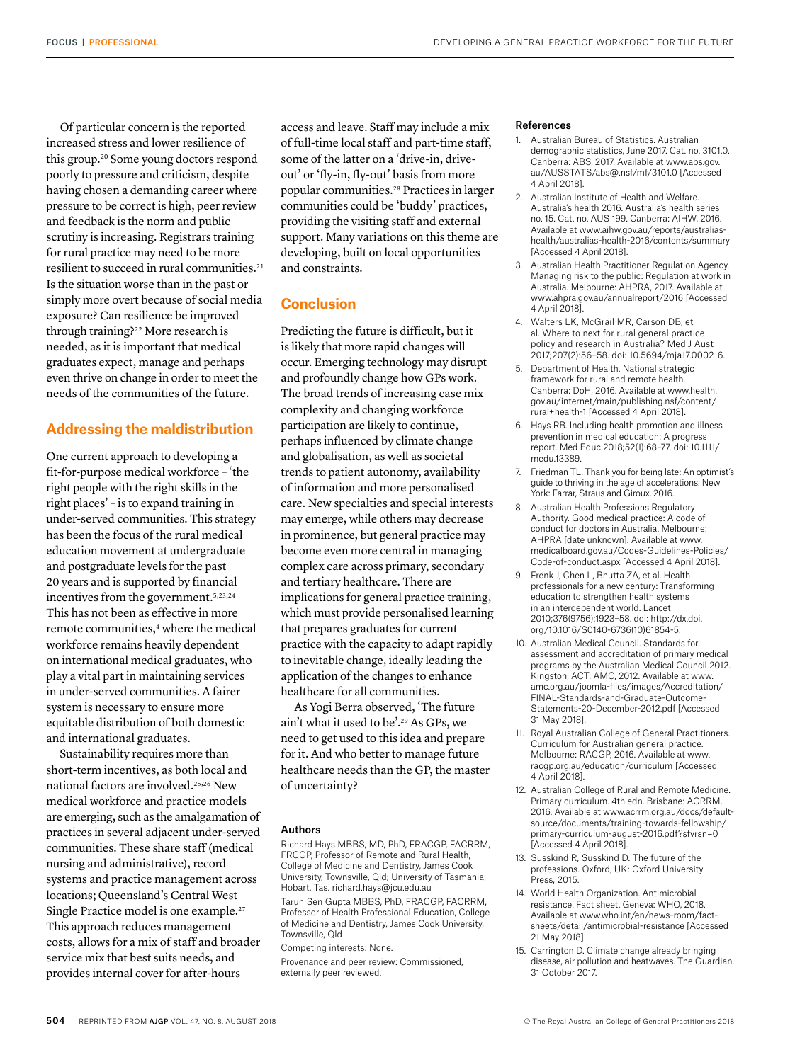Of particular concern is the reported increased stress and lower resilience of this group.[20] Some young doctors respond poorly to pressure and criticism, despite having chosen a demanding career where pressure to be correct is high, peer review and feedback is the norm and public scrutiny is increasing. Registrars training for rural practice may need to be more resilient to succeed in rural communities.[21] Is the situation worse than in the past or simply more overt because of social media exposure? Can resilience be improved through training?[22] More research is needed, as it is important that medical graduates expect, manage and perhaps even thrive on change in order to meet the needs of the communities of the future.

## Addressing the maldistribution

One current approach to developing a fit-for-purpose medical workforce – 'the right people with the right skills in the right places' – is to expand training in under-served communities. This strategy has been the focus of the rural medical education movement at undergraduate and postgraduate levels for the past 20 years and is supported by financial incentives from the government.[5,23,24] This has not been as effective in more remote communities,[4] where the medical workforce remains heavily dependent on international medical graduates, who play a vital part in maintaining services in under-served communities. A fairer system is necessary to ensure more equitable distribution of both domestic and international graduates.

Sustainability requires more than short-term incentives, as both local and national factors are involved.[25,26] New medical workforce and practice models are emerging, such as the amalgamation of practices in several adjacent under-served communities. These share staff (medical nursing and administrative), record systems and practice management across locations; Queensland's Central West Single Practice model is one example.[27] This approach reduces management costs, allows for a mix of staff and broader service mix that best suits needs, and provides internal cover for after-hours access and leave. Staff may include a mix of full-time local staff and part-time staff, some of the latter on a 'drive-in, drive-out' or 'fly-in, fly-out' basis from more popular communities.[28] Practices in larger communities could be 'buddy' practices, providing the visiting staff and external support. Many variations on this theme are developing, built on local opportunities and constraints.

## Conclusion

Predicting the future is difficult, but it is likely that more rapid changes will occur. Emerging technology may disrupt and profoundly change how GPs work. The broad trends of increasing case mix complexity and changing workforce participation are likely to continue, perhaps influenced by climate change and globalisation, as well as societal trends to patient autonomy, availability of information and more personalised care. New specialties and special interests may emerge, while others may decrease in prominence, but general practice may become even more central in managing complex care across primary, secondary and tertiary healthcare. There are implications for general practice training, which must provide personalised learning that prepares graduates for current practice with the capacity to adapt rapidly to inevitable change, ideally leading the application of the changes to enhance healthcare for all communities.

As Yogi Berra observed, 'The future ain't what it used to be'.[29] As GPs, we need to get used to this idea and prepare for it. And who better to manage future healthcare needs than the GP, the master of uncertainty?

### Authors

Richard Hays MBBS, MD, PhD, FRACGP, FACRRM, FRCGP, Professor of Remote and Rural Health, College of Medicine and Dentistry, James Cook University, Townsville, Qld; University of Tasmania, Hobart, Tas. richard.hays@jcu.edu.au

Tarun Sen Gupta MBBS, PhD, FRACGP, FACRRM, Professor of Health Professional Education, College of Medicine and Dentistry, James Cook University, Townsville, Qld

Competing interests: None.

Provenance and peer review: Commissioned, externally peer reviewed.

### References

1. Australian Bureau of Statistics. Australian demographic statistics, June 2017. Cat. no. 3101.0. Canberra: ABS, 2017. Available at www.abs.gov.au/AUSSTATS/abs@.nsf/mf/3101.0 [Accessed 4 April 2018].
2. Australian Institute of Health and Welfare. Australia's health 2016. Australia's health series no. 15. Cat. no. AUS 199. Canberra: AIHW, 2016. Available at www.aihw.gov.au/reports/australias-health/australias-health-2016/contents/summary [Accessed 4 April 2018].
3. Australian Health Practitioner Regulation Agency. Managing risk to the public: Regulation at work in Australia. Melbourne: AHPRA, 2017. Available at www.ahpra.gov.au/annualreport/2016 [Accessed 4 April 2018].
4. Walters LK, McGrail MR, Carson DB, et al. Where to next for rural general practice policy and research in Australia? Med J Aust 2017;207(2):56–58. doi: 10.5694/mja17.000216.
5. Department of Health. National strategic framework for rural and remote health. Canberra: DoH, 2016. Available at www.health.gov.au/internet/main/publishing.nsf/content/rural+health-1 [Accessed 4 April 2018].
6. Hays RB. Including health promotion and illness prevention in medical education: A progress report. Med Educ 2018;52(1):68–77. doi: 10.1111/medu.13389.
7. Friedman TL. Thank you for being late: An optimist's guide to thriving in the age of accelerations. New York: Farrar, Straus and Giroux, 2016.
8. Australian Health Professions Regulatory Authority. Good medical practice: A code of conduct for doctors in Australia. Melbourne: AHPRA [date unknown]. Available at www.medicalboard.gov.au/Codes-Guidelines-Policies/Code-of-conduct.aspx [Accessed 4 April 2018].
9. Frenk J, Chen L, Bhutta ZA, et al. Health professionals for a new century: Transforming education to strengthen health systems in an interdependent world. Lancet 2010;376(9756):1923–58. doi: http://dx.doi.org/10.1016/S0140-6736(10)61854-5.
10. Australian Medical Council. Standards for assessment and accreditation of primary medical programs by the Australian Medical Council 2012. Kingston, ACT: AMC, 2012. Available at www.amc.org.au/joomla-files/images/Accreditation/FINAL-Standards-and-Graduate-Outcome-Statements-20-December-2012.pdf [Accessed 31 May 2018].
11. Royal Australian College of General Practitioners. Curriculum for Australian general practice. Melbourne: RACGP, 2016. Available at www.racgp.org.au/education/curriculum [Accessed 4 April 2018].
12. Australian College of Rural and Remote Medicine. Primary curriculum. 4th edn. Brisbane: ACRRM, 2016. Available at www.acrrm.org.au/docs/default-source/documents/training-towards-fellowship/primary-curriculum-august-2016.pdf?sfvrsn=0 [Accessed 4 April 2018].
13. Susskind R, Susskind D. The future of the professions. Oxford, UK: Oxford University Press, 2015.
14. World Health Organization. Antimicrobial resistance. Fact sheet. Geneva: WHO, 2018. Available at www.who.int/en/news-room/fact-sheets/detail/antimicrobial-resistance [Accessed 21 May 2018].
15. Carrington D. Climate change already bringing disease, air pollution and heatwaves. The Guardian. 31 October 2017.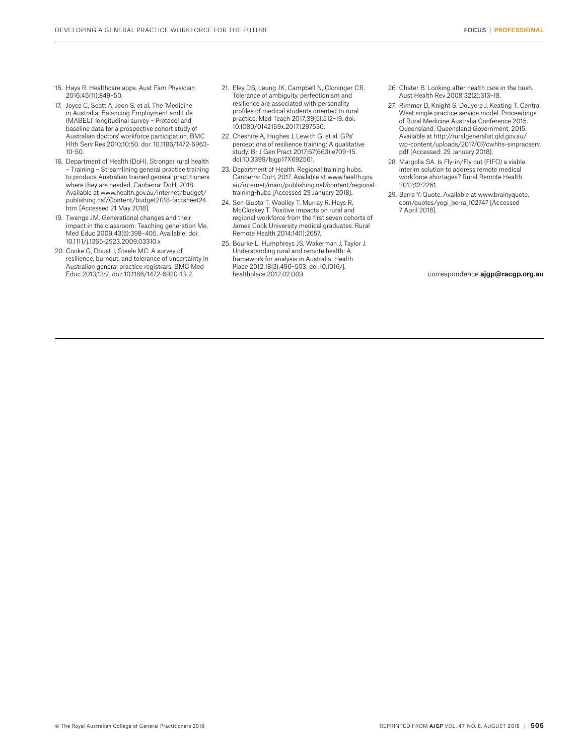16. Hays R. Healthcare apps. Aust Fam Physician 2016;45(11):849–50.
17. Joyce C, Scott A, Jeon S, et al. The 'Medicine in Australia: Balancing Employment and Life (MABEL)' longitudinal survey – Protocol and baseline data for a prospective cohort study of Australian doctors' workforce participation. BMC Hlth Serv Res 2010;10:50. doi: 10.1186/1472-6963-10-50.
18. Department of Health (DoH). Stronger rural health – Training – Streamlining general practice training to produce Australian trained general practitioners where they are needed. Canberra: DoH, 2018. Available at www.health.gov.au/internet/budget/publishing.nsf/Content/budget2018-factsheet24.htm [Accessed 21 May 2018].
19. Twenge JM. Generational changes and their impact in the classroom: Teaching generation Me. Med Educ 2009;43(5):398–405. Available: doi: 10.1111/j.1365-2923.2009.03310.x
20. Cooke G, Doust J, Steele MC. A survey of resilience, burnout, and tolerance of uncertainty in Australian general practice registrars. BMC Med Educ 2013;13:2. doi: 10.1186/1472-6920-13-2.
21. Eley DS, Leung JK, Campbell N, Cloninger CR. Tolerance of ambiguity, perfectionism and resilience are associated with personality profiles of medical students oriented to rural practice. Med Teach 2017;39(5):512–19. doi: 10.1080/0142159x.2017.1297530.
22. Cheshire A, Hughes J, Lewith G, et al. GPs' perceptions of resilience training: A qualitative study. Br J Gen Pract 2017;67(663):e709–15. doi:10.3399/bjgp17X692561.
23. Department of Health. Regional training hubs. Canberra: DoH, 2017. Available at www.health.gov.au/internet/main/publishing.nsf/content/regional-training-hubs [Accessed 29 January 2018].
24. Sen Gupta T, Woolley T, Murray R, Hays R, McCloskey T. Positive impacts on rural and regional workforce from the first seven cohorts of James Cook University medical graduates. Rural Remote Health 2014;14(1):2657.
25. Bourke L, Humphreys JS, Wakerman J, Taylor J. Understanding rural and remote health: A framework for analysis in Australia. Health Place 2012;18(3):496–503. doi:10.1016/j.healthplace.2012.02.009.
26. Chater B. Looking after health care in the bush. Aust Health Rev 2008;32(2):313–18.
27. Rimmer D, Knight S, Douyere J, Keating T. Central West single practice service model. Proceedings of Rural Medicine Australia Conference 2015. Queensland: Queensland Government, 2015. Available at http://ruralgeneralist.qld.gov.au/wp-content/uploads/2017/07/cwhhs-sinpracserv.pdf [Accessed: 29 January 2018].
28. Margolis SA. Is Fly-in/Fly out (FIFO) a viable interim solution to address remote medical workforce shortages? Rural Remote Health 2012;12:2261.
29. Berra Y. Quote. Available at www.brainyquote.com/quotes/yogi_berra_102747 [Accessed 7 April 2018].

correspondence **ajgp@racgp.org.au**